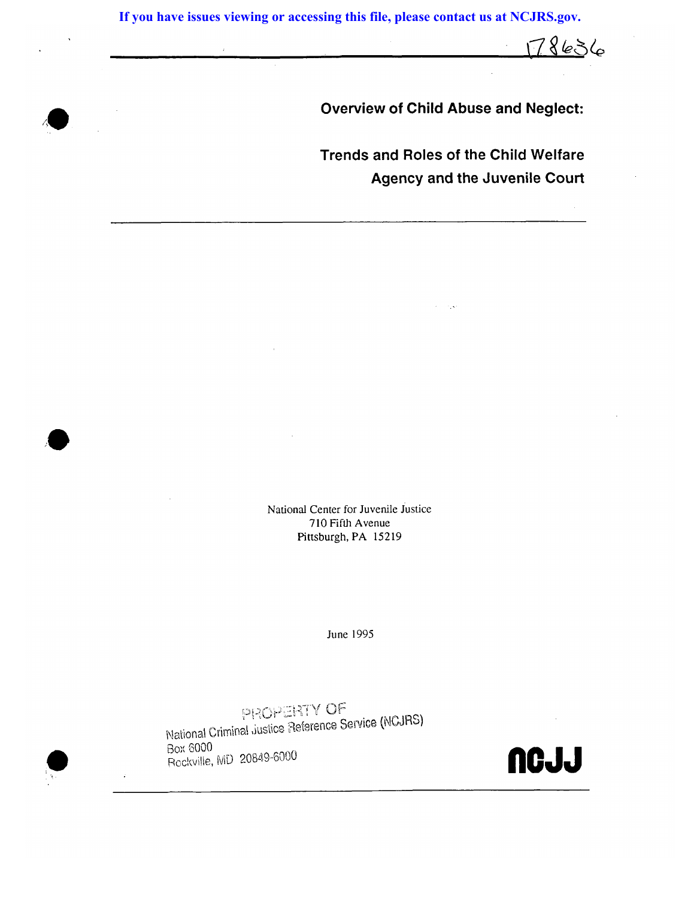If you have issues viewing or accessing this file, please contact us at NCJRS.gov.

178636

# Overview of Child Abuse and Neglect:

## Trends and Roles of the Child Welfare Agency and the Juvenile Court

National Center for Juvenile Justice
710 Fifth Avenue
Pittsburgh, PA 15219

June 1995

PROPERTY OF
National Criminal Justice Reference Service (NCJRS)
Box 6000
Rockville, MD 20849-6000

NCJJ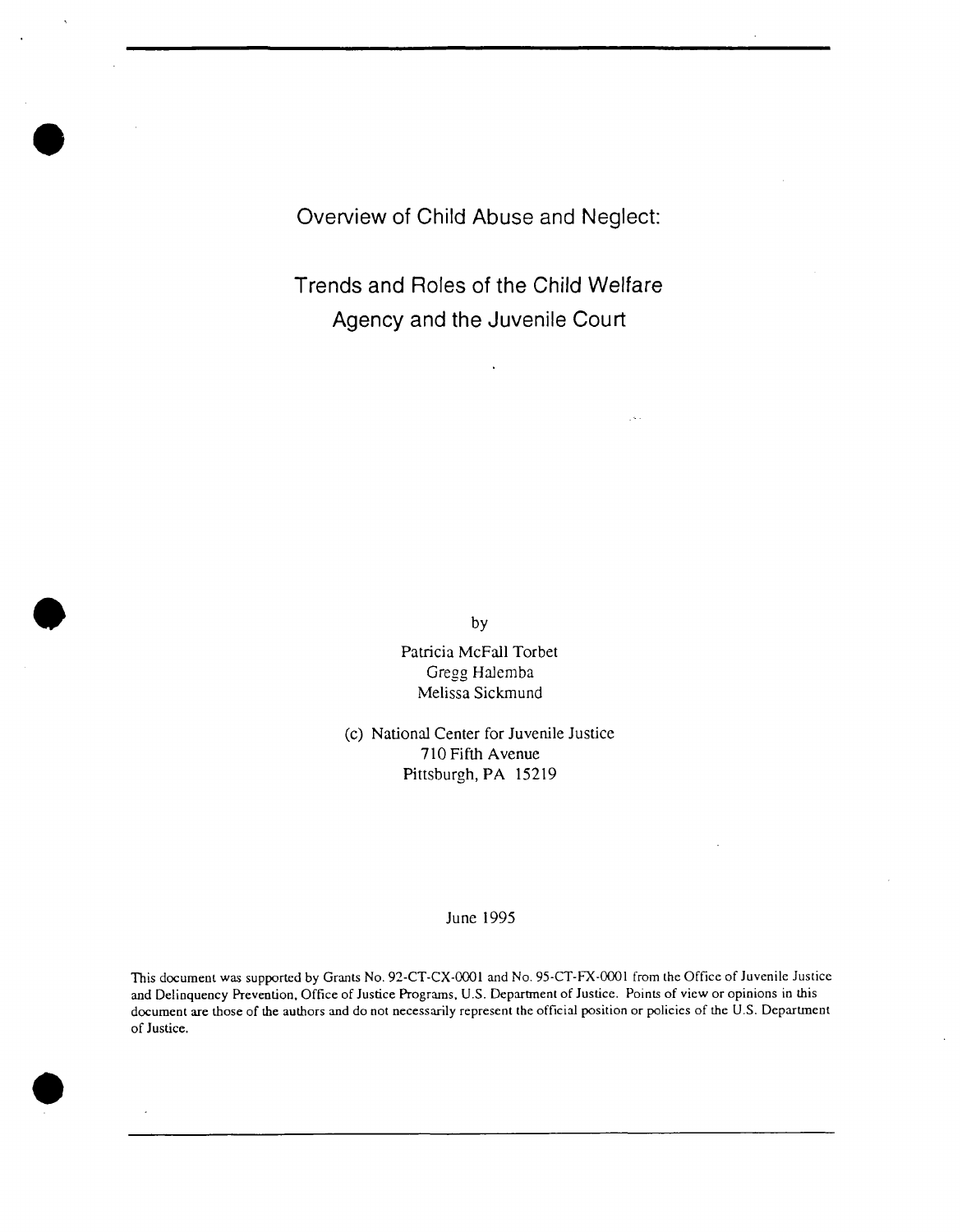# Overview of Child Abuse and Neglect:

## Trends and Roles of the Child Welfare Agency and the Juvenile Court

by

Patricia McFall Torbet
Gregg Halemba
Melissa Sickmund

(c) National Center for Juvenile Justice
710 Fifth Avenue
Pittsburgh, PA 15219

June 1995

This document was supported by Grants No. 92-CT-CX-0001 and No. 95-CT-FX-0001 from the Office of Juvenile Justice and Delinquency Prevention, Office of Justice Programs, U.S. Department of Justice. Points of view or opinions in this document are those of the authors and do not necessarily represent the official position or policies of the U.S. Department of Justice.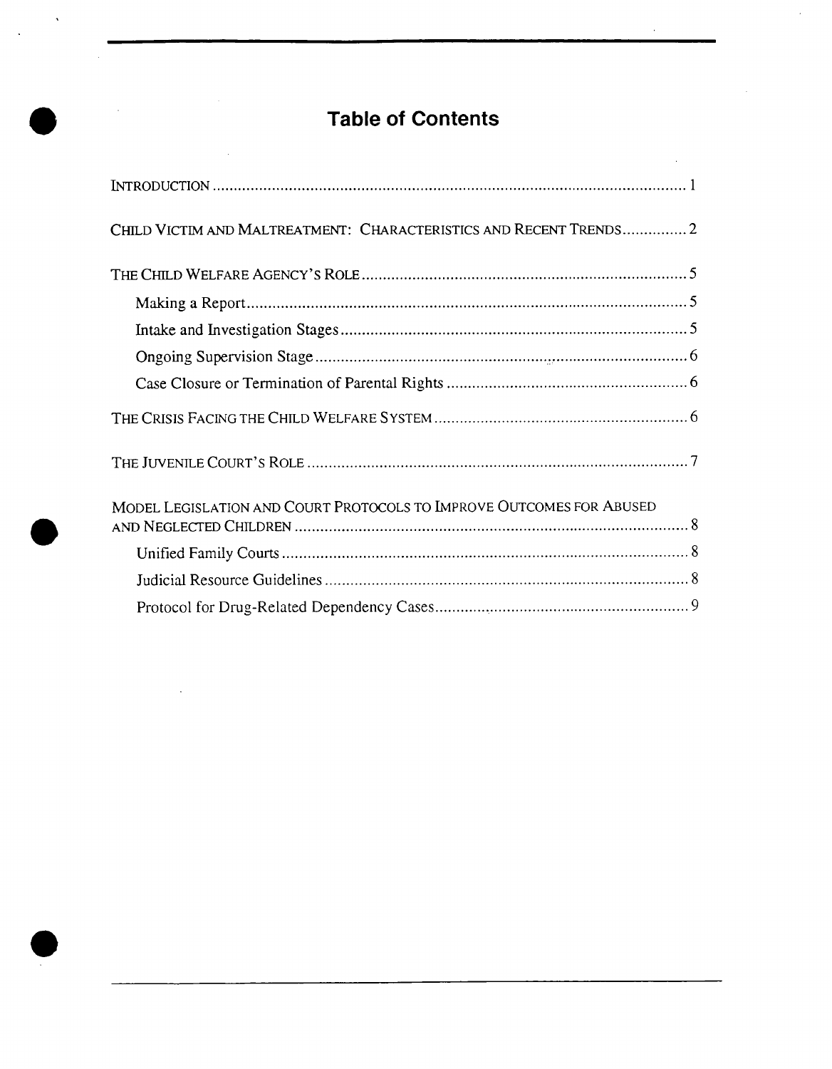# Table of Contents

- INTRODUCTION ........ 1
- CHILD VICTIM AND MALTREATMENT: CHARACTERISTICS AND RECENT TRENDS ........ 2
- THE CHILD WELFARE AGENCY'S ROLE ........ 5
  - Making a Report ........ 5
  - Intake and Investigation Stages ........ 5
  - Ongoing Supervision Stage ........ 6
  - Case Closure or Termination of Parental Rights ........ 6
- THE CRISIS FACING THE CHILD WELFARE SYSTEM ........ 6
- THE JUVENILE COURT'S ROLE ........ 7
- MODEL LEGISLATION AND COURT PROTOCOLS TO IMPROVE OUTCOMES FOR ABUSED AND NEGLECTED CHILDREN ........ 8
  - Unified Family Courts ........ 8
  - Judicial Resource Guidelines ........ 8
  - Protocol for Drug-Related Dependency Cases ........ 9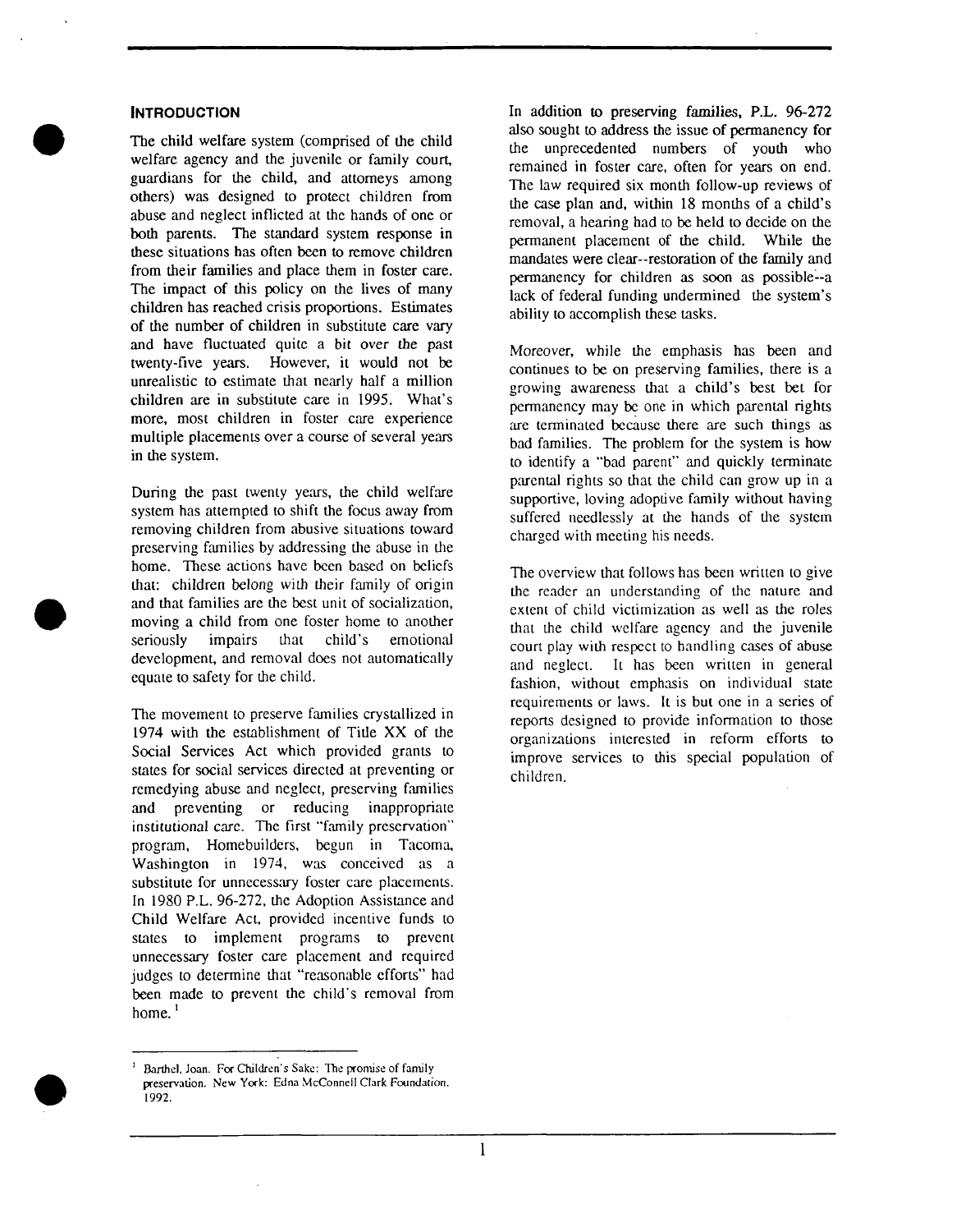## INTRODUCTION

The child welfare system (comprised of the child welfare agency and the juvenile or family court, guardians for the child, and attorneys among others) was designed to protect children from abuse and neglect inflicted at the hands of one or both parents. The standard system response in these situations has often been to remove children from their families and place them in foster care. The impact of this policy on the lives of many children has reached crisis proportions. Estimates of the number of children in substitute care vary and have fluctuated quite a bit over the past twenty-five years. However, it would not be unrealistic to estimate that nearly half a million children are in substitute care in 1995. What's more, most children in foster care experience multiple placements over a course of several years in the system.

During the past twenty years, the child welfare system has attempted to shift the focus away from removing children from abusive situations toward preserving families by addressing the abuse in the home. These actions have been based on beliefs that: children belong with their family of origin and that families are the best unit of socialization, moving a child from one foster home to another seriously impairs that child's emotional development, and removal does not automatically equate to safety for the child.

The movement to preserve families crystallized in 1974 with the establishment of Title XX of the Social Services Act which provided grants to states for social services directed at preventing or remedying abuse and neglect, preserving families and preventing or reducing inappropriate institutional care. The first "family preservation" program, Homebuilders, begun in Tacoma, Washington in 1974, was conceived as a substitute for unnecessary foster care placements. In 1980 P.L. 96-272, the Adoption Assistance and Child Welfare Act, provided incentive funds to states to implement programs to prevent unnecessary foster care placement and required judges to determine that "reasonable efforts" had been made to prevent the child's removal from home.[1]

In addition to preserving families, P.L. 96-272 also sought to address the issue of permanency for the unprecedented numbers of youth who remained in foster care, often for years on end. The law required six month follow-up reviews of the case plan and, within 18 months of a child's removal, a hearing had to be held to decide on the permanent placement of the child. While the mandates were clear--restoration of the family and permanency for children as soon as possible--a lack of federal funding undermined the system's ability to accomplish these tasks.

Moreover, while the emphasis has been and continues to be on preserving families, there is a growing awareness that a child's best bet for permanency may be one in which parental rights are terminated because there are such things as bad families. The problem for the system is how to identify a "bad parent" and quickly terminate parental rights so that the child can grow up in a supportive, loving adoptive family without having suffered needlessly at the hands of the system charged with meeting his needs.

The overview that follows has been written to give the reader an understanding of the nature and extent of child victimization as well as the roles that the child welfare agency and the juvenile court play with respect to handling cases of abuse and neglect. It has been written in general fashion, without emphasis on individual state requirements or laws. It is but one in a series of reports designed to provide information to those organizations interested in reform efforts to improve services to this special population of children.

---

[1] Barthel, Joan. For Children's Sake: The promise of family preservation. New York: Edna McConnell Clark Foundation. 1992.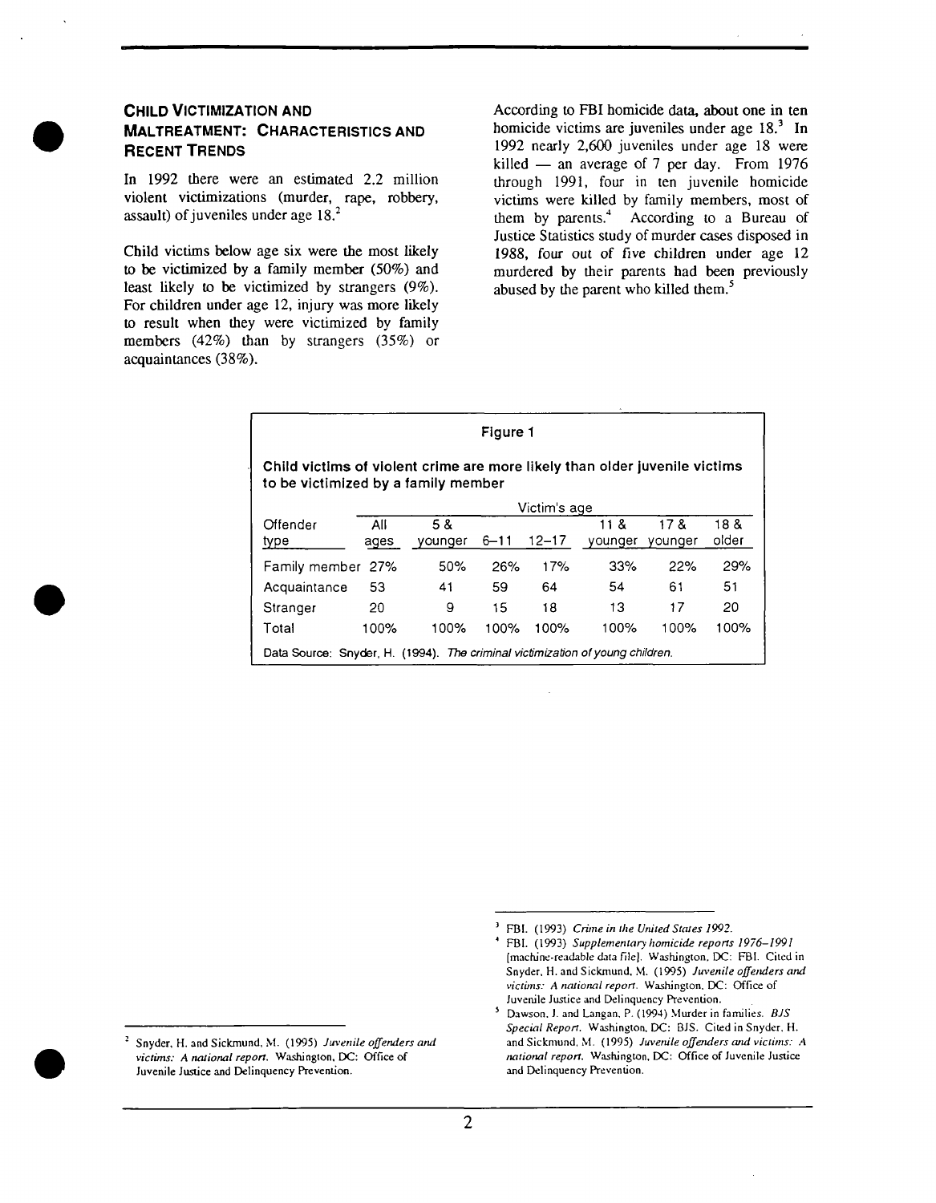## CHILD VICTIMIZATION AND MALTREATMENT: CHARACTERISTICS AND RECENT TRENDS

In 1992 there were an estimated 2.2 million violent victimizations (murder, rape, robbery, assault) of juveniles under age 18.[2]

Child victims below age six were the most likely to be victimized by a family member (50%) and least likely to be victimized by strangers (9%). For children under age 12, injury was more likely to result when they were victimized by family members (42%) than by strangers (35%) or acquaintances (38%).

According to FBI homicide data, about one in ten homicide victims are juveniles under age 18.[3] In 1992 nearly 2,600 juveniles under age 18 were killed — an average of 7 per day. From 1976 through 1991, four in ten juvenile homicide victims were killed by family members, most of them by parents.[4] According to a Bureau of Justice Statistics study of murder cases disposed in 1988, four out of five children under age 12 murdered by their parents had been previously abused by the parent who killed them.[5]

**Figure 1**

**Child victims of violent crime are more likely than older juvenile victims to be victimized by a family member**

| | Victim's age | | | | | | |
|---|---|---|---|---|---|---|---|
| Offender type | All ages | 5 & younger | 6–11 | 12–17 | 11 & younger | 17 & younger | 18 & older |
| Family member | 27% | 50% | 26% | 17% | 33% | 22% | 29% |
| Acquaintance | 53 | 41 | 59 | 64 | 54 | 61 | 51 |
| Stranger | 20 | 9 | 15 | 18 | 13 | 17 | 20 |
| Total | 100% | 100% | 100% | 100% | 100% | 100% | 100% |

Data Source: Snyder, H. (1994). *The criminal victimization of young children.*

---

[2] Snyder, H. and Sickmund, M. (1995) *Juvenile offenders and victims: A national report.* Washington, DC: Office of Juvenile Justice and Delinquency Prevention.

[3] FBI. (1993) *Crime in the United States 1992.*

[4] FBI. (1993) *Supplementary homicide reports 1976–1991* [machine-readable data file]. Washington, DC: FBI. Cited in Snyder, H. and Sickmund, M. (1995) *Juvenile offenders and victims: A national report.* Washington, DC: Office of Juvenile Justice and Delinquency Prevention.

[5] Dawson, J. and Langan, P. (1994) Murder in families. *BJS Special Report.* Washington, DC: BJS. Cited in Snyder, H. and Sickmund, M. (1995) *Juvenile offenders and victims: A national report.* Washington, DC: Office of Juvenile Justice and Delinquency Prevention.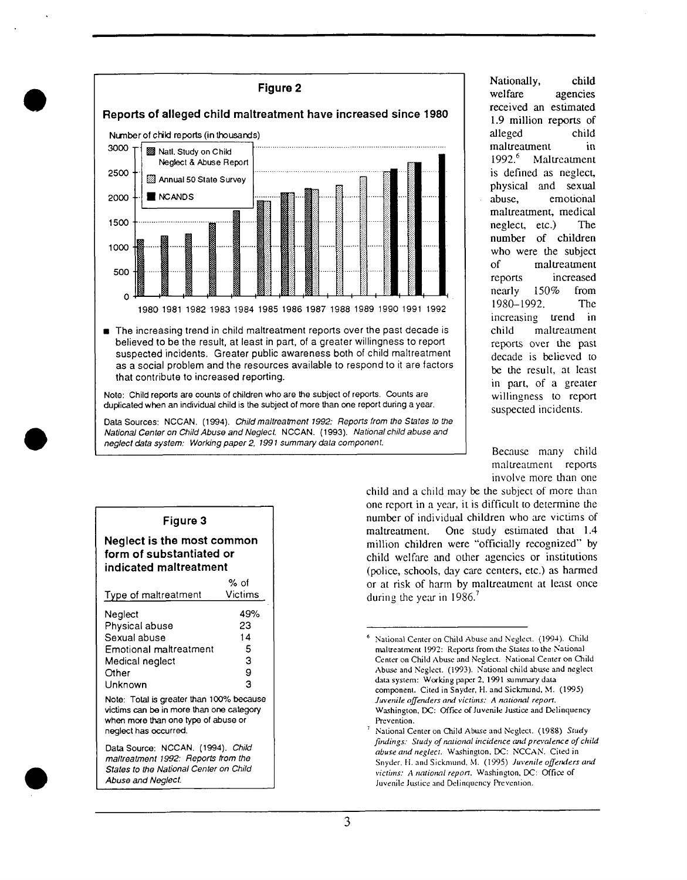**Figure 2**

**Reports of alleged child maltreatment have increased since 1980**

Number of child reports (in thousands)

- Natl. Study on Child Neglect & Abuse Report
- Annual 50 State Survey
- NCANDS

1980 1981 1982 1983 1984 1985 1986 1987 1988 1989 1990 1991 1992

- The increasing trend in child maltreatment reports over the past decade is believed to be the result, at least in part, of a greater willingness to report suspected incidents. Greater public awareness both of child maltreatment as a social problem and the resources available to respond to it are factors that contribute to increased reporting.

Note: Child reports are counts of children who are the subject of reports. Counts are duplicated when an individual child is the subject of more than one report during a year.

Data Sources: NCCAN. (1994). *Child maltreatment 1992: Reports from the States to the National Center on Child Abuse and Neglect.* NCCAN. (1993). *National child abuse and neglect data system: Working paper 2, 1991 summary data component.*

Nationally, child welfare agencies received an estimated 1.9 million reports of alleged child maltreatment in 1992.[6] Maltreatment is defined as neglect, physical and sexual abuse, emotional maltreatment, medical neglect, etc.) The number of children who were the subject of maltreatment reports increased nearly 150% from 1980–1992. The increasing trend in child maltreatment reports over the past decade is believed to be the result, at least in part, of a greater willingness to report suspected incidents.

Because many child maltreatment reports involve more than one child and a child may be the subject of more than one report in a year, it is difficult to determine the number of individual children who are victims of maltreatment. One study estimated that 1.4 million children were "officially recognized" by child welfare and other agencies or institutions (police, schools, day care centers, etc.) as harmed or at risk of harm by maltreatment at least once during the year in 1986.[7]

**Figure 3**

**Neglect is the most common form of substantiated or indicated maltreatment**

| Type of maltreatment | % of Victims |
|---|---|
| Neglect | 49% |
| Physical abuse | 23 |
| Sexual abuse | 14 |
| Emotional maltreatment | 5 |
| Medical neglect | 3 |
| Other | 9 |
| Unknown | 3 |

Note: Total is greater than 100% because victims can be in more than one category when more than one type of abuse or neglect has occurred.

Data Source: NCCAN. (1994). *Child maltreatment 1992: Reports from the States to the National Center on Child Abuse and Neglect.*

---

[6] National Center on Child Abuse and Neglect. (1994). Child maltreatment 1992: Reports from the States to the National Center on Child Abuse and Neglect. National Center on Child Abuse and Neglect. (1993). National child abuse and neglect data system: Working paper 2, 1991 summary data component. Cited in Snyder, H. and Sickmund, M. (1995) *Juvenile offenders and victims: A national report.* Washington, DC: Office of Juvenile Justice and Delinquency Prevention.

[7] National Center on Child Abuse and Neglect. (1988) *Study findings: Study of national incidence and prevalence of child abuse and neglect.* Washington, DC: NCCAN. Cited in Snyder, H. and Sickmund, M. (1995) *Juvenile offenders and victims: A national report.* Washington, DC: Office of Juvenile Justice and Delinquency Prevention.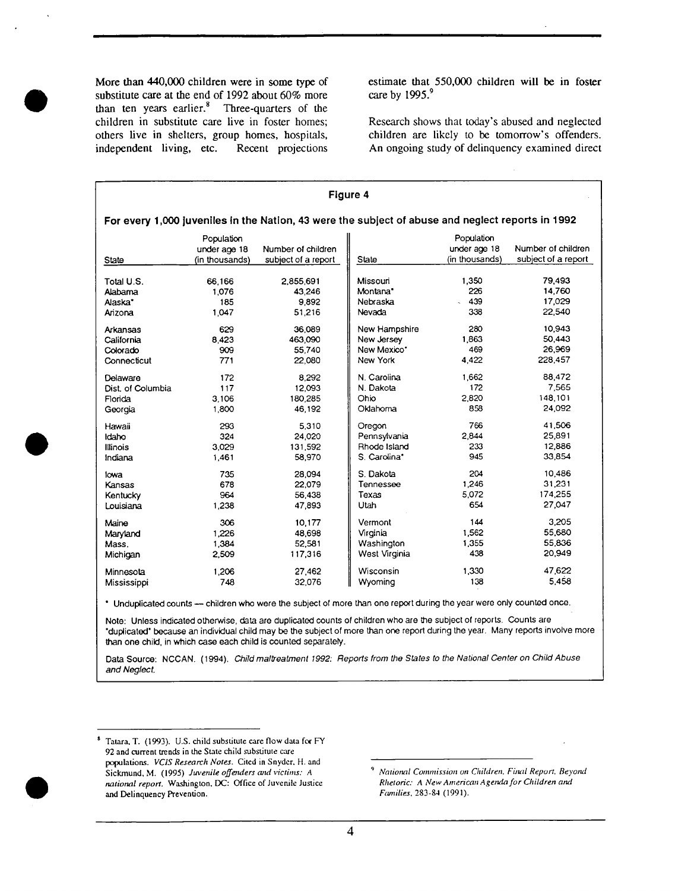More than 440,000 children were in some type of substitute care at the end of 1992 about 60% more than ten years earlier.[8] Three-quarters of the children in substitute care live in foster homes; others live in shelters, group homes, hospitals, independent living, etc. Recent projections estimate that 550,000 children will be in foster care by 1995.[9]

Research shows that today's abused and neglected children are likely to be tomorrow's offenders. An ongoing study of delinquency examined direct

**Figure 4**

**For every 1,000 juveniles in the Nation, 43 were the subject of abuse and neglect reports in 1992**

| State | Population under age 18 (in thousands) | Number of children subject of a report | State | Population under age 18 (in thousands) | Number of children subject of a report |
|---|---|---|---|---|---|
| Total U.S. | 66,166 | 2,855,691 | Missouri | 1,350 | 79,493 |
| Alabama | 1,076 | 43,246 | Montana* | 226 | 14,760 |
| Alaska* | 185 | 9,892 | Nebraska | 439 | 17,029 |
| Arizona | 1,047 | 51,216 | Nevada | 338 | 22,540 |
| Arkansas | 629 | 36,089 | New Hampshire | 280 | 10,943 |
| California | 8,423 | 463,090 | New Jersey | 1,863 | 50,443 |
| Colorado | 909 | 55,740 | New Mexico* | 469 | 26,969 |
| Connecticut | 771 | 22,080 | New York | 4,422 | 228,457 |
| Delaware | 172 | 8,292 | N. Carolina | 1,662 | 88,472 |
| Dist. of Columbia | 117 | 12,093 | N. Dakota | 172 | 7,565 |
| Florida | 3,106 | 180,285 | Ohio | 2,820 | 148,101 |
| Georgia | 1,800 | 46,192 | Oklahoma | 858 | 24,092 |
| Hawaii | 293 | 5,310 | Oregon | 766 | 41,506 |
| Idaho | 324 | 24,020 | Pennsylvania | 2,844 | 25,891 |
| Illinois | 3,029 | 131,592 | Rhode Island | 233 | 12,886 |
| Indiana | 1,461 | 58,970 | S. Carolina* | 945 | 33,854 |
| Iowa | 735 | 28,094 | S. Dakota | 204 | 10,486 |
| Kansas | 678 | 22,079 | Tennessee | 1,246 | 31,231 |
| Kentucky | 964 | 56,438 | Texas | 5,072 | 174,255 |
| Louisiana | 1,238 | 47,893 | Utah | 654 | 27,047 |
| Maine | 306 | 10,177 | Vermont | 144 | 3,205 |
| Maryland | 1,226 | 48,698 | Virginia | 1,562 | 55,680 |
| Mass. | 1,384 | 52,581 | Washington | 1,355 | 55,836 |
| Michigan | 2,509 | 117,316 | West Virginia | 438 | 20,949 |
| Minnesota | 1,206 | 27,462 | Wisconsin | 1,330 | 47,622 |
| Mississippi | 748 | 32,076 | Wyoming | 138 | 5,458 |

* Unduplicated counts — children who were the subject of more than one report during the year were only counted once.

Note: Unless indicated otherwise, data are duplicated counts of children who are the subject of reports. Counts are "duplicated" because an individual child may be the subject of more than one report during the year. Many reports involve more than one child, in which case each child is counted separately.

Data Source: NCCAN. (1994). *Child maltreatment 1992: Reports from the States to the National Center on Child Abuse and Neglect.*

[8] Tatara, T. (1993). U.S. child substitute care flow data for FY 92 and current trends in the State child substitute care populations. *VCIS Research Notes*. Cited in Snyder, H. and Sickmund, M. (1995) *Juvenile offenders and victims: A national report*. Washington, DC: Office of Juvenile Justice and Delinquency Prevention.

[9] *National Commission on Children, Final Report, Beyond Rhetoric: A New American Agenda for Children and Families*, 283-84 (1991).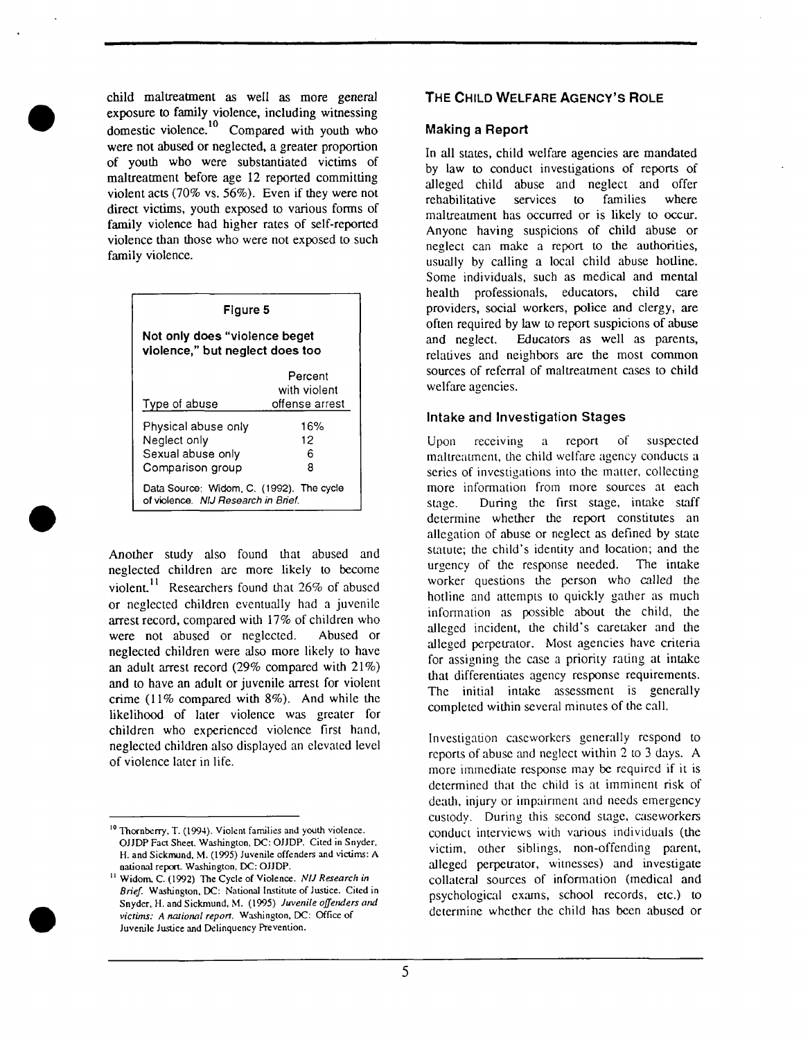child maltreatment as well as more general exposure to family violence, including witnessing domestic violence.[10] Compared with youth who were not abused or neglected, a greater proportion of youth who were substantiated victims of maltreatment before age 12 reported committing violent acts (70% vs. 56%). Even if they were not direct victims, youth exposed to various forms of family violence had higher rates of self-reported violence than those who were not exposed to such family violence.

**Figure 5**

**Not only does "violence beget violence," but neglect does too**

| Type of abuse | Percent with violent offense arrest |
|---|---|
| Physical abuse only | 16% |
| Neglect only | 12 |
| Sexual abuse only | 6 |
| Comparison group | 8 |

Data Source: Widom, C. (1992). The cycle of violence. *NIJ Research in Brief.*

Another study also found that abused and neglected children are more likely to become violent.[11] Researchers found that 26% of abused or neglected children eventually had a juvenile arrest record, compared with 17% of children who were not abused or neglected. Abused or neglected children were also more likely to have an adult arrest record (29% compared with 21%) and to have an adult or juvenile arrest for violent crime (11% compared with 8%). And while the likelihood of later violence was greater for children who experienced violence first hand, neglected children also displayed an elevated level of violence later in life.

## THE CHILD WELFARE AGENCY'S ROLE

### Making a Report

In all states, child welfare agencies are mandated by law to conduct investigations of reports of alleged child abuse and neglect and offer rehabilitative services to families where maltreatment has occurred or is likely to occur. Anyone having suspicions of child abuse or neglect can make a report to the authorities, usually by calling a local child abuse hotline. Some individuals, such as medical and mental health professionals, educators, child care providers, social workers, police and clergy, are often required by law to report suspicions of abuse and neglect. Educators as well as parents, relatives and neighbors are the most common sources of referral of maltreatment cases to child welfare agencies.

### Intake and Investigation Stages

Upon receiving a report of suspected maltreatment, the child welfare agency conducts a series of investigations into the matter, collecting more information from more sources at each stage. During the first stage, intake staff determine whether the report constitutes an allegation of abuse or neglect as defined by state statute; the child's identity and location; and the urgency of the response needed. The intake worker questions the person who called the hotline and attempts to quickly gather as much information as possible about the child, the alleged incident, the child's caretaker and the alleged perpetrator. Most agencies have criteria for assigning the case a priority rating at intake that differentiates agency response requirements. The initial intake assessment is generally completed within several minutes of the call.

Investigation caseworkers generally respond to reports of abuse and neglect within 2 to 3 days. A more immediate response may be required if it is determined that the child is at imminent risk of death, injury or impairment and needs emergency custody. During this second stage, caseworkers conduct interviews with various individuals (the victim, other siblings, non-offending parent, alleged perpetrator, witnesses) and investigate collateral sources of information (medical and psychological exams, school records, etc.) to determine whether the child has been abused or

---

[10] Thornberry, T. (1994). Violent families and youth violence. OJJDP Fact Sheet. Washington, DC: OJJDP. Cited in Snyder, H. and Sickmund, M. (1995) Juvenile offenders and victims: A national report. Washington, DC: OJJDP.

[11] Widom, C. (1992) The Cycle of Violence. *NIJ Research in Brief.* Washington, DC: National Institute of Justice. Cited in Snyder, H. and Sickmund, M. (1995) *Juvenile offenders and victims: A national report.* Washington, DC: Office of Juvenile Justice and Delinquency Prevention.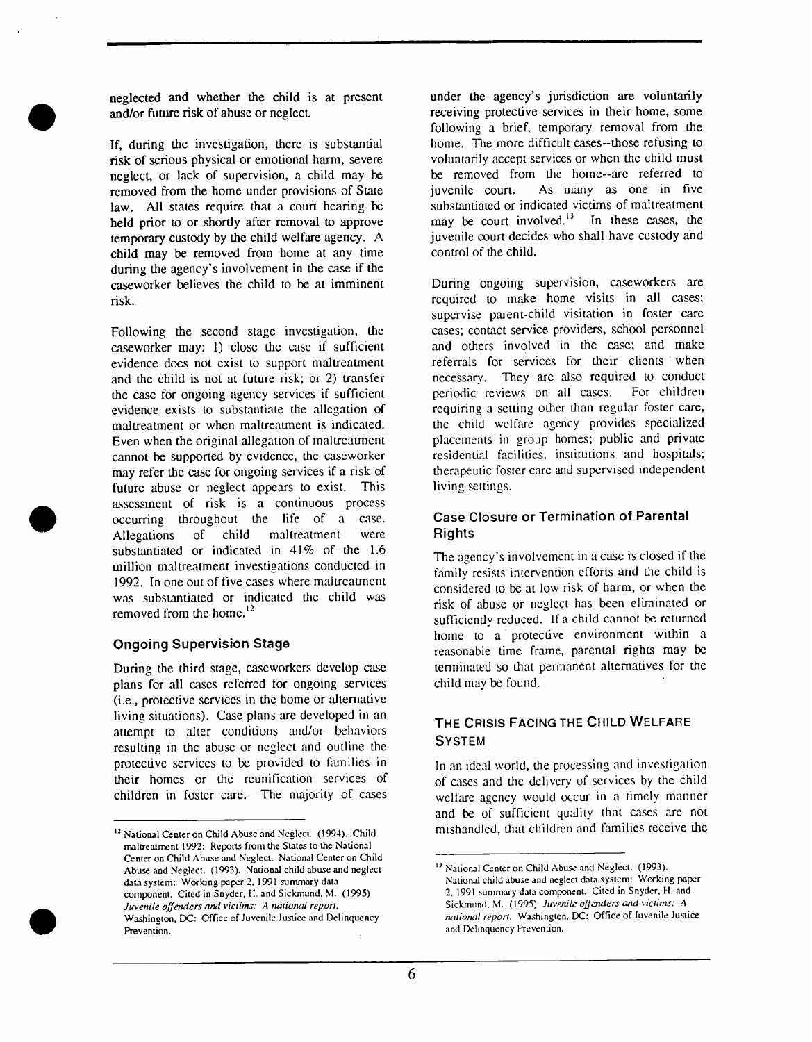neglected and whether the child is at present and/or future risk of abuse or neglect.

If, during the investigation, there is substantial risk of serious physical or emotional harm, severe neglect, or lack of supervision, a child may be removed from the home under provisions of State law. All states require that a court hearing be held prior to or shortly after removal to approve temporary custody by the child welfare agency. A child may be removed from home at any time during the agency's involvement in the case if the caseworker believes the child to be at imminent risk.

Following the second stage investigation, the caseworker may: 1) close the case if sufficient evidence does not exist to support maltreatment and the child is not at future risk; or 2) transfer the case for ongoing agency services if sufficient evidence exists to substantiate the allegation of maltreatment or when maltreatment is indicated. Even when the original allegation of maltreatment cannot be supported by evidence, the caseworker may refer the case for ongoing services if a risk of future abuse or neglect appears to exist. This assessment of risk is a continuous process occurring throughout the life of a case. Allegations of child maltreatment were substantiated or indicated in 41% of the 1.6 million maltreatment investigations conducted in 1992. In one out of five cases where maltreatment was substantiated or indicated the child was removed from the home.[12]

### Ongoing Supervision Stage

During the third stage, caseworkers develop case plans for all cases referred for ongoing services (i.e., protective services in the home or alternative living situations). Case plans are developed in an attempt to alter conditions and/or behaviors resulting in the abuse or neglect and outline the protective services to be provided to families in their homes or the reunification services of children in foster care. The majority of cases under the agency's jurisdiction are voluntarily receiving protective services in their home, some following a brief, temporary removal from the home. The more difficult cases--those refusing to voluntarily accept services or when the child must be removed from the home--are referred to juvenile court. As many as one in five substantiated or indicated victims of maltreatment may be court involved.[13] In these cases, the juvenile court decides who shall have custody and control of the child.

During ongoing supervision, caseworkers are required to make home visits in all cases; supervise parent-child visitation in foster care cases; contact service providers, school personnel and others involved in the case; and make referrals for services for their clients when necessary. They are also required to conduct periodic reviews on all cases. For children requiring a setting other than regular foster care, the child welfare agency provides specialized placements in group homes; public and private residential facilities, institutions and hospitals; therapeutic foster care and supervised independent living settings.

### Case Closure or Termination of Parental Rights

The agency's involvement in a case is closed if the family resists intervention efforts **and** the child is considered to be at low risk of harm, or when the risk of abuse or neglect has been eliminated or sufficiently reduced. If a child cannot be returned home to a protective environment within a reasonable time frame, parental rights may be terminated so that permanent alternatives for the child may be found.

## THE CRISIS FACING THE CHILD WELFARE SYSTEM

In an ideal world, the processing and investigation of cases and the delivery of services by the child welfare agency would occur in a timely manner and be of sufficient quality that cases are not mishandled, that children and families receive the

---

[12] National Center on Child Abuse and Neglect. (1994). Child maltreatment 1992: Reports from the States to the National Center on Child Abuse and Neglect. National Center on Child Abuse and Neglect. (1993). National child abuse and neglect data system: Working paper 2, 1991 summary data component. Cited in Snyder, H. and Sickmund, M. (1995) *Juvenile offenders and victims: A national report.* Washington, DC: Office of Juvenile Justice and Delinquency Prevention.

[13] National Center on Child Abuse and Neglect. (1993). National child abuse and neglect data system: Working paper 2, 1991 summary data component. Cited in Snyder, H. and Sickmund, M. (1995) *Juvenile offenders and victims: A national report.* Washington, DC: Office of Juvenile Justice and Delinquency Prevention.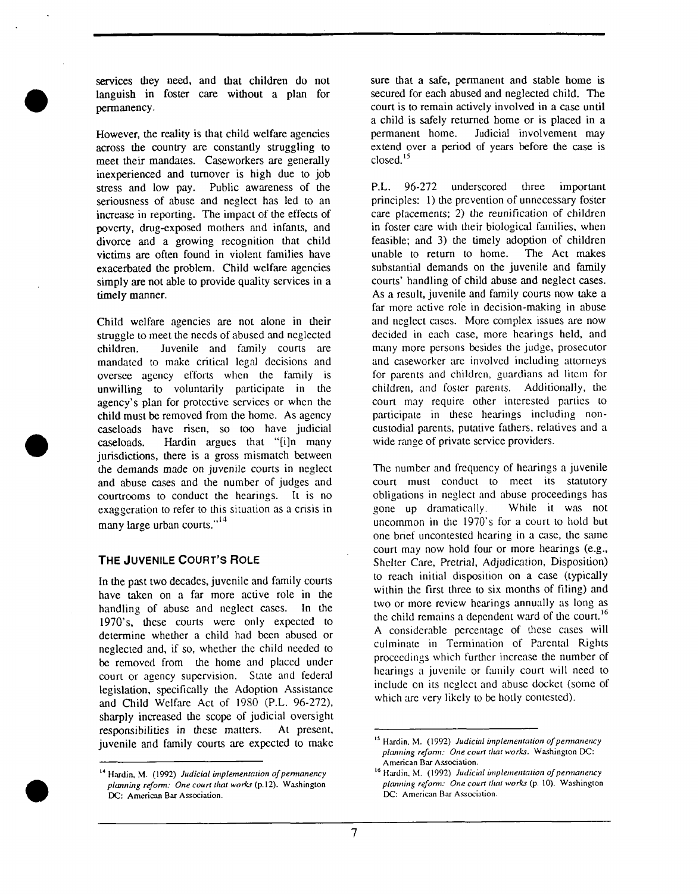services they need, and that children do not languish in foster care without a plan for permanency.

However, the reality is that child welfare agencies across the country are constantly struggling to meet their mandates. Caseworkers are generally inexperienced and turnover is high due to job stress and low pay. Public awareness of the seriousness of abuse and neglect has led to an increase in reporting. The impact of the effects of poverty, drug-exposed mothers and infants, and divorce and a growing recognition that child victims are often found in violent families have exacerbated the problem. Child welfare agencies simply are not able to provide quality services in a timely manner.

Child welfare agencies are not alone in their struggle to meet the needs of abused and neglected children. Juvenile and family courts are mandated to make critical legal decisions and oversee agency efforts when the family is unwilling to voluntarily participate in the agency's plan for protective services or when the child must be removed from the home. As agency caseloads have risen, so too have judicial caseloads. Hardin argues that "[i]n many jurisdictions, there is a gross mismatch between the demands made on juvenile courts in neglect and abuse cases and the number of judges and courtrooms to conduct the hearings. It is no exaggeration to refer to this situation as a crisis in many large urban courts."[14]

## THE JUVENILE COURT'S ROLE

In the past two decades, juvenile and family courts have taken on a far more active role in the handling of abuse and neglect cases. In the 1970's, these courts were only expected to determine whether a child had been abused or neglected and, if so, whether the child needed to be removed from the home and placed under court or agency supervision. State and federal legislation, specifically the Adoption Assistance and Child Welfare Act of 1980 (P.L. 96-272), sharply increased the scope of judicial oversight responsibilities in these matters. At present, juvenile and family courts are expected to make sure that a safe, permanent and stable home is secured for each abused and neglected child. The court is to remain actively involved in a case until a child is safely returned home or is placed in a permanent home. Judicial involvement may extend over a period of years before the case is closed.[15]

P.L. 96-272 underscored three important principles: 1) the prevention of unnecessary foster care placements; 2) the reunification of children in foster care with their biological families, when feasible; and 3) the timely adoption of children unable to return to home. The Act makes substantial demands on the juvenile and family courts' handling of child abuse and neglect cases. As a result, juvenile and family courts now take a far more active role in decision-making in abuse and neglect cases. More complex issues are now decided in each case, more hearings held, and many more persons besides the judge, prosecutor and caseworker are involved including attorneys for parents and children, guardians ad litem for children, and foster parents. Additionally, the court may require other interested parties to participate in these hearings including non-custodial parents, putative fathers, relatives and a wide range of private service providers.

The number and frequency of hearings a juvenile court must conduct to meet its statutory obligations in neglect and abuse proceedings has gone up dramatically. While it was not uncommon in the 1970's for a court to hold but one brief uncontested hearing in a case, the same court may now hold four or more hearings (e.g., Shelter Care, Pretrial, Adjudication, Disposition) to reach initial disposition on a case (typically within the first three to six months of filing) and two or more review hearings annually as long as the child remains a dependent ward of the court.[16] A considerable percentage of these cases will culminate in Termination of Parental Rights proceedings which further increase the number of hearings a juvenile or family court will need to include on its neglect and abuse docket (some of which are very likely to be hotly contested).

---

[14] Hardin, M. (1992) *Judicial implementation of permanency planning reform: One court that works* (p.12). Washington DC: American Bar Association.

[15] Hardin, M. (1992) *Judicial implementation of permanency planning reform: One court that works*. Washington DC: American Bar Association.

[16] Hardin, M. (1992) *Judicial implementation of permanency planning reform: One court that works* (p. 10). Washington DC: American Bar Association.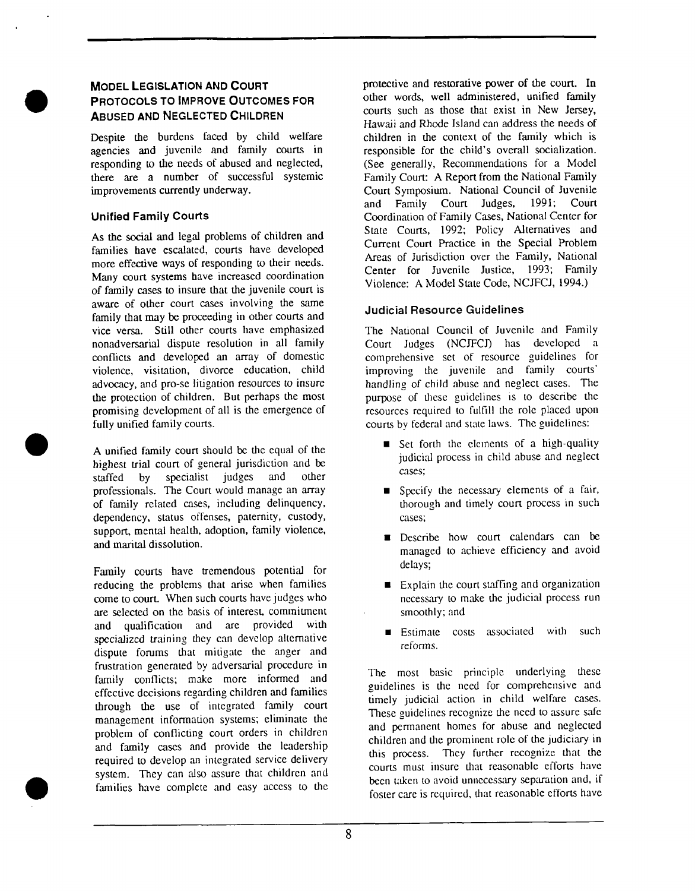## Model Legislation and Court Protocols to Improve Outcomes for Abused and Neglected Children

Despite the burdens faced by child welfare agencies and juvenile and family courts in responding to the needs of abused and neglected, there are a number of successful systemic improvements currently underway.

### Unified Family Courts

As the social and legal problems of children and families have escalated, courts have developed more effective ways of responding to their needs. Many court systems have increased coordination of family cases to insure that the juvenile court is aware of other court cases involving the same family that may be proceeding in other courts and vice versa. Still other courts have emphasized nonadversarial dispute resolution in all family conflicts and developed an array of domestic violence, visitation, divorce education, child advocacy, and pro-se litigation resources to insure the protection of children. But perhaps the most promising development of all is the emergence of fully unified family courts.

A unified family court should be the equal of the highest trial court of general jurisdiction and be staffed by specialist judges and other professionals. The Court would manage an array of family related cases, including delinquency, dependency, status offenses, paternity, custody, support, mental health, adoption, family violence, and marital dissolution.

Family courts have tremendous potential for reducing the problems that arise when families come to court. When such courts have judges who are selected on the basis of interest, commitment and qualification and are provided with specialized training they can develop alternative dispute forums that mitigate the anger and frustration generated by adversarial procedure in family conflicts; make more informed and effective decisions regarding children and families through the use of integrated family court management information systems; eliminate the problem of conflicting court orders in children and family cases and provide the leadership required to develop an integrated service delivery system. They can also assure that children and families have complete and easy access to the protective and restorative power of the court. In other words, well administered, unified family courts such as those that exist in New Jersey, Hawaii and Rhode Island can address the needs of children in the context of the family which is responsible for the child's overall socialization. (See generally, Recommendations for a Model Family Court: A Report from the National Family Court Symposium. National Council of Juvenile and Family Court Judges, 1991; Court Coordination of Family Cases, National Center for State Courts, 1992; Policy Alternatives and Current Court Practice in the Special Problem Areas of Jurisdiction over the Family, National Center for Juvenile Justice, 1993; Family Violence: A Model State Code, NCJFCJ, 1994.)

### Judicial Resource Guidelines

The National Council of Juvenile and Family Court Judges (NCJFCJ) has developed a comprehensive set of resource guidelines for improving the juvenile and family courts' handling of child abuse and neglect cases. The purpose of these guidelines is to describe the resources required to fulfill the role placed upon courts by federal and state laws. The guidelines:

- Set forth the elements of a high-quality judicial process in child abuse and neglect cases;
- Specify the necessary elements of a fair, thorough and timely court process in such cases;
- Describe how court calendars can be managed to achieve efficiency and avoid delays;
- Explain the court staffing and organization necessary to make the judicial process run smoothly; and
- Estimate costs associated with such reforms.

The most basic principle underlying these guidelines is the need for comprehensive and timely judicial action in child welfare cases. These guidelines recognize the need to assure safe and permanent homes for abuse and neglected children and the prominent role of the judiciary in this process. They further recognize that the courts must insure that reasonable efforts have been taken to avoid unnecessary separation and, if foster care is required, that reasonable efforts have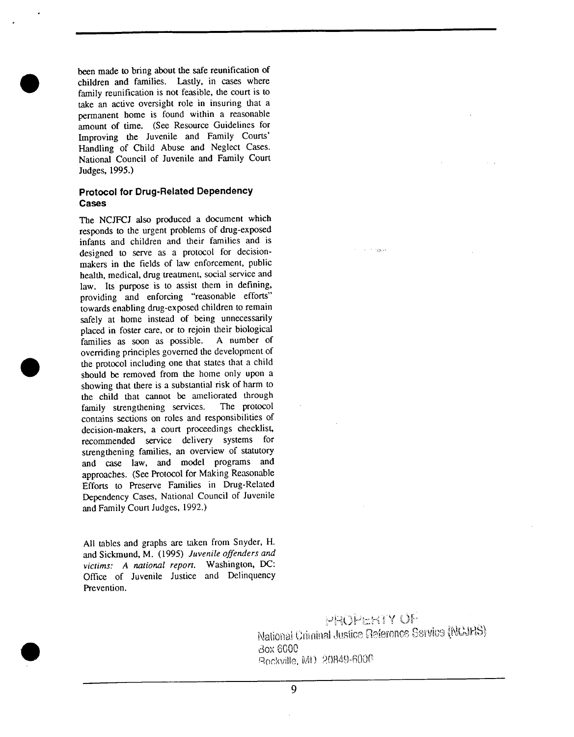been made to bring about the safe reunification of children and families. Lastly, in cases where family reunification is not feasible, the court is to take an active oversight role in insuring that a permanent home is found within a reasonable amount of time. (See Resource Guidelines for Improving the Juvenile and Family Courts' Handling of Child Abuse and Neglect Cases. National Council of Juvenile and Family Court Judges, 1995.)

### Protocol for Drug-Related Dependency Cases

The NCJFCJ also produced a document which responds to the urgent problems of drug-exposed infants and children and their families and is designed to serve as a protocol for decision-makers in the fields of law enforcement, public health, medical, drug treatment, social service and law. Its purpose is to assist them in defining, providing and enforcing "reasonable efforts" towards enabling drug-exposed children to remain safely at home instead of being unnecessarily placed in foster care, or to rejoin their biological families as soon as possible. A number of overriding principles governed the development of the protocol including one that states that a child should be removed from the home only upon a showing that there is a substantial risk of harm to the child that cannot be ameliorated through family strengthening services. The protocol contains sections on roles and responsibilities of decision-makers, a court proceedings checklist, recommended service delivery systems for strengthening families, an overview of statutory and case law, and model programs and approaches. (See Protocol for Making Reasonable Efforts to Preserve Families in Drug-Related Dependency Cases, National Council of Juvenile and Family Court Judges, 1992.)

All tables and graphs are taken from Snyder, H. and Sickmund, M. (1995) *Juvenile offenders and victims: A national report.* Washington, DC: Office of Juvenile Justice and Delinquency Prevention.

PROPERTY OF
National Criminal Justice Reference Service (NCJRS)
Box 6000
Rockville, MD 20849-6000